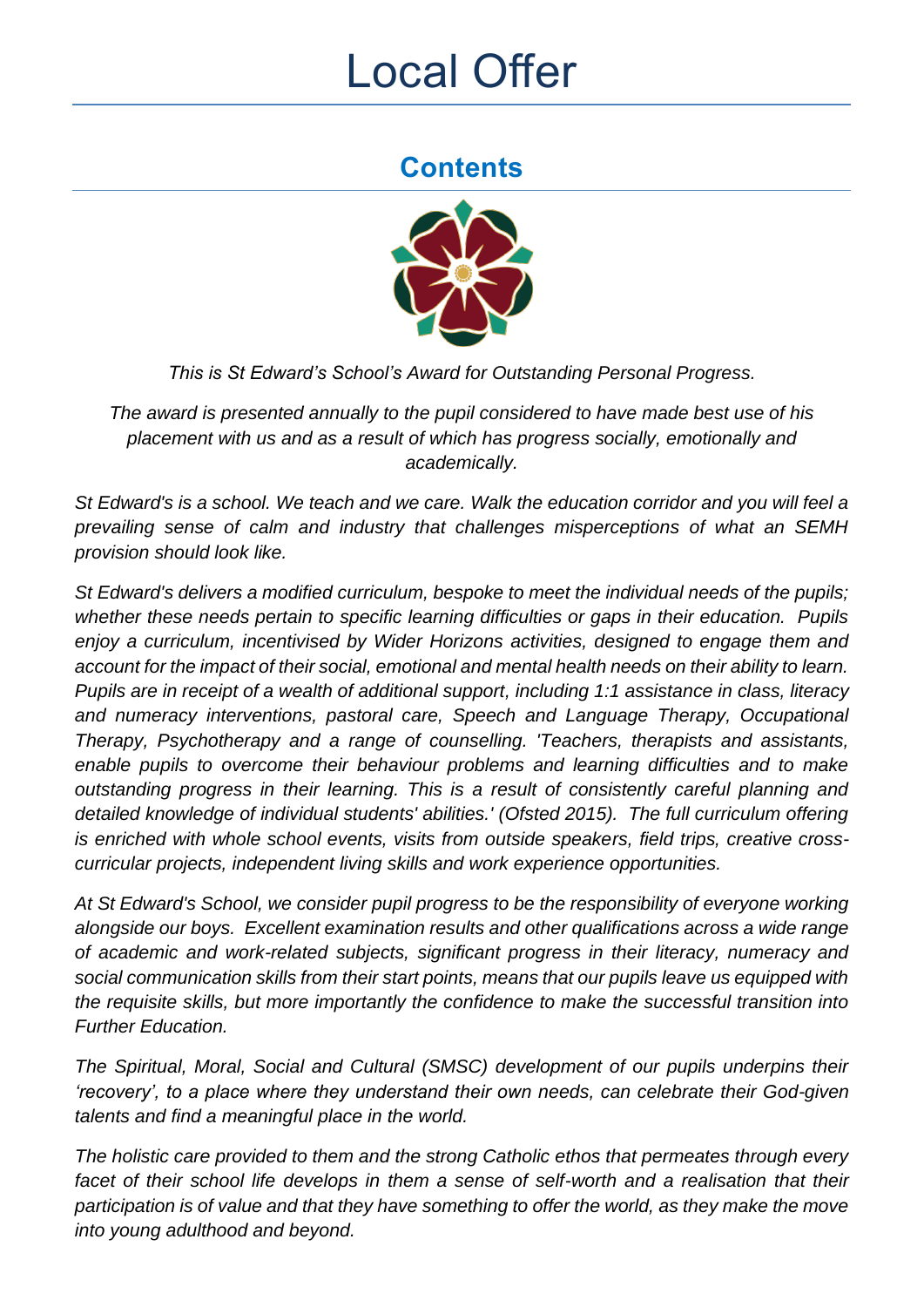# Local Offer

## Contents

*This is St Edward's School's Award for Outstanding Personal Progress.*

*The award is presented annually to the pupil considered to have made best use of his placement with us and as a result of which has progress socially, emotionally and academically.*

*St Edward's is a school. We teach and we care. Walk the education corridor and you will feel a prevailing sense of calm and industry that challenges misperceptions of what an SEMH provision should look like.*

*St Edward's delivers a modified curriculum, bespoke to meet the individual needs of the pupils; whether these needs pertain to specific learning difficulties or gaps in their education. Pupils enjoy a curriculum, incentivised by Wider Horizons activities, designed to engage them and account for the impact of their social, emotional and mental health needs on their ability to learn. Pupils are in receipt of a wealth of additional support, including 1:1 assistance in class, literacy and numeracy interventions, pastoral care, Speech and Language Therapy, Occupational Therapy, Psychotherapy and a range of counselling. 'Teachers, therapists and assistants, enable pupils to overcome their behaviour problems and learning difficulties and to make outstanding progress in their learning. This is a result of consistently careful planning and detailed knowledge of individual students' abilities.' (Ofsted 2015). The full curriculum offering is enriched with whole school events, visits from outside speakers, field trips, creative cross-curricular projects, independent living skills and work experience opportunities.*

*At St Edward's School, we consider pupil progress to be the responsibility of everyone working alongside our boys. Excellent examination results and other qualifications across a wide range of academic and work-related subjects, significant progress in their literacy, numeracy and social communication skills from their start points, means that our pupils leave us equipped with the requisite skills, but more importantly the confidence to make the successful transition into Further Education.*

*The Spiritual, Moral, Social and Cultural (SMSC) development of our pupils underpins their 'recovery', to a place where they understand their own needs, can celebrate their God-given talents and find a meaningful place in the world.*

*The holistic care provided to them and the strong Catholic ethos that permeates through every facet of their school life develops in them a sense of self-worth and a realisation that their participation is of value and that they have something to offer the world, as they make the move into young adulthood and beyond.*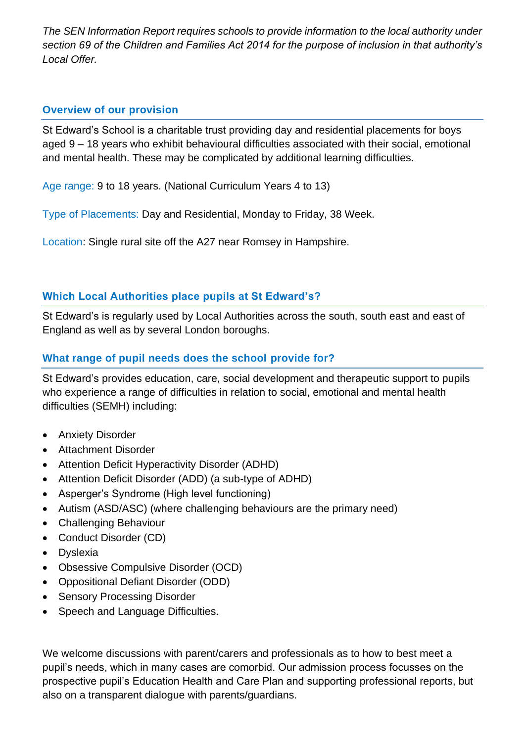*The SEN Information Report requires schools to provide information to the local authority under section 69 of the Children and Families Act 2014 for the purpose of inclusion in that authority's Local Offer.*

## Overview of our provision

St Edward's School is a charitable trust providing day and residential placements for boys aged 9 – 18 years who exhibit behavioural difficulties associated with their social, emotional and mental health. These may be complicated by additional learning difficulties.

Age range: 9 to 18 years. (National Curriculum Years 4 to 13)

Type of Placements: Day and Residential, Monday to Friday, 38 Week.

Location: Single rural site off the A27 near Romsey in Hampshire.

## Which Local Authorities place pupils at St Edward's?

St Edward's is regularly used by Local Authorities across the south, south east and east of England as well as by several London boroughs.

## What range of pupil needs does the school provide for?

St Edward's provides education, care, social development and therapeutic support to pupils who experience a range of difficulties in relation to social, emotional and mental health difficulties (SEMH) including:

- Anxiety Disorder
- Attachment Disorder
- Attention Deficit Hyperactivity Disorder (ADHD)
- Attention Deficit Disorder (ADD) (a sub-type of ADHD)
- Asperger's Syndrome (High level functioning)
- Autism (ASD/ASC) (where challenging behaviours are the primary need)
- Challenging Behaviour
- Conduct Disorder (CD)
- Dyslexia
- Obsessive Compulsive Disorder (OCD)
- Oppositional Defiant Disorder (ODD)
- Sensory Processing Disorder
- Speech and Language Difficulties.

We welcome discussions with parent/carers and professionals as to how to best meet a pupil's needs, which in many cases are comorbid. Our admission process focusses on the prospective pupil's Education Health and Care Plan and supporting professional reports, but also on a transparent dialogue with parents/guardians.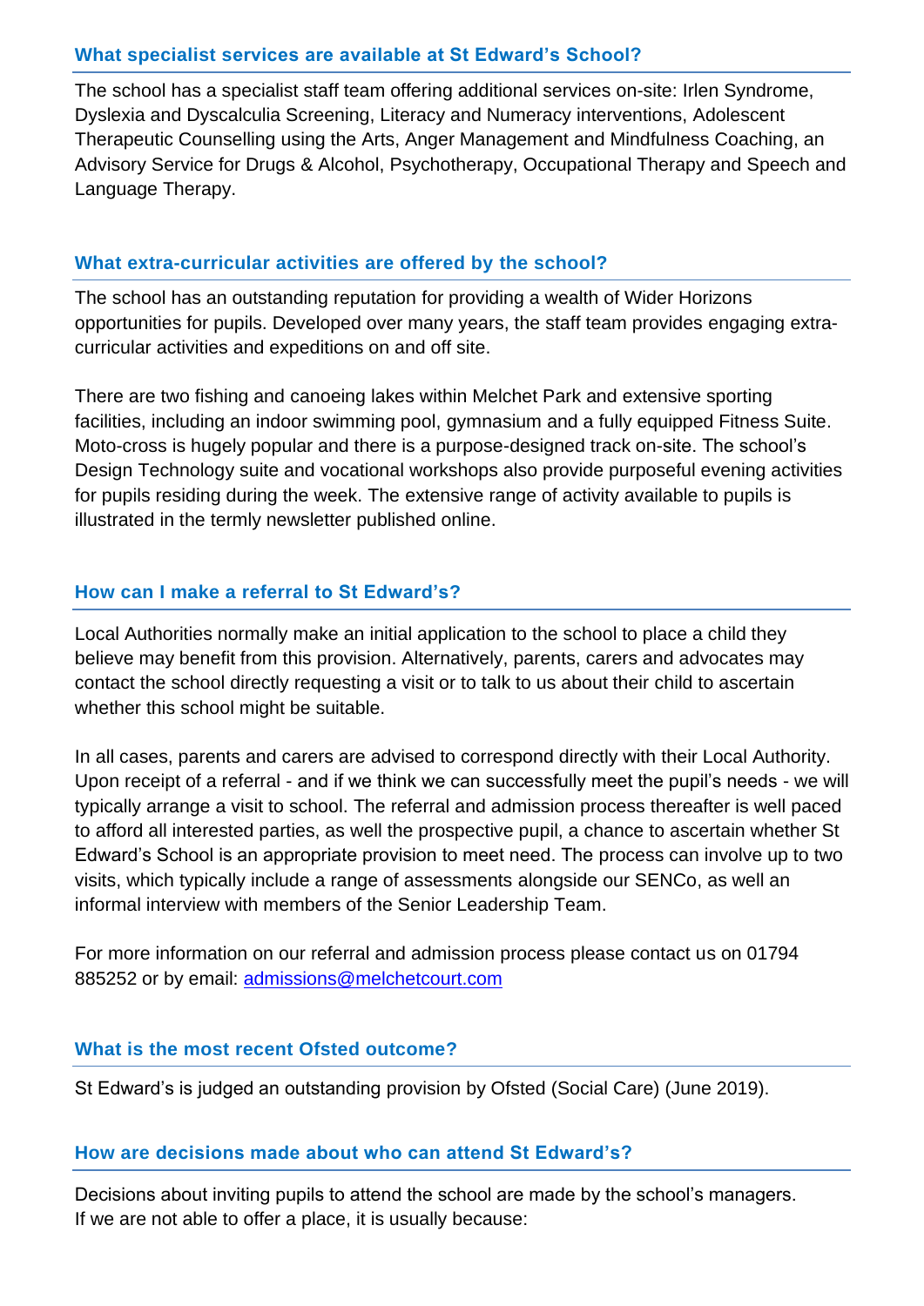### What specialist services are available at St Edward's School?

The school has a specialist staff team offering additional services on-site: Irlen Syndrome, Dyslexia and Dyscalculia Screening, Literacy and Numeracy interventions, Adolescent Therapeutic Counselling using the Arts, Anger Management and Mindfulness Coaching, an Advisory Service for Drugs & Alcohol, Psychotherapy, Occupational Therapy and Speech and Language Therapy.

### What extra-curricular activities are offered by the school?

The school has an outstanding reputation for providing a wealth of Wider Horizons opportunities for pupils. Developed over many years, the staff team provides engaging extra-curricular activities and expeditions on and off site.

There are two fishing and canoeing lakes within Melchet Park and extensive sporting facilities, including an indoor swimming pool, gymnasium and a fully equipped Fitness Suite. Moto-cross is hugely popular and there is a purpose-designed track on-site. The school's Design Technology suite and vocational workshops also provide purposeful evening activities for pupils residing during the week. The extensive range of activity available to pupils is illustrated in the termly newsletter published online.

### How can I make a referral to St Edward's?

Local Authorities normally make an initial application to the school to place a child they believe may benefit from this provision. Alternatively, parents, carers and advocates may contact the school directly requesting a visit or to talk to us about their child to ascertain whether this school might be suitable.

In all cases, parents and carers are advised to correspond directly with their Local Authority. Upon receipt of a referral - and if we think we can successfully meet the pupil's needs - we will typically arrange a visit to school. The referral and admission process thereafter is well paced to afford all interested parties, as well the prospective pupil, a chance to ascertain whether St Edward's School is an appropriate provision to meet need. The process can involve up to two visits, which typically include a range of assessments alongside our SENCo, as well an informal interview with members of the Senior Leadership Team.

For more information on our referral and admission process please contact us on 01794 885252 or by email: [admissions@melchetcourt.com](mailto:admissions@melchetcourt.com)

### What is the most recent Ofsted outcome?

St Edward's is judged an outstanding provision by Ofsted (Social Care) (June 2019).

### How are decisions made about who can attend St Edward's?

Decisions about inviting pupils to attend the school are made by the school's managers. If we are not able to offer a place, it is usually because: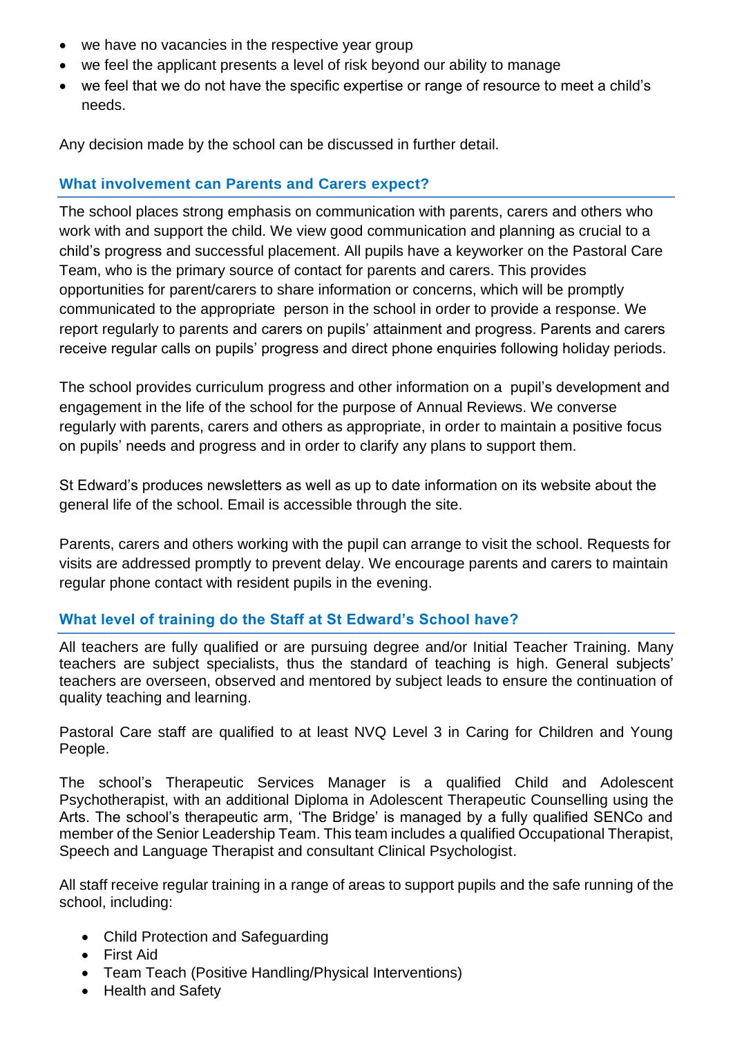- we have no vacancies in the respective year group
- we feel the applicant presents a level of risk beyond our ability to manage
- we feel that we do not have the specific expertise or range of resource to meet a child's needs.

Any decision made by the school can be discussed in further detail.

### What involvement can Parents and Carers expect?

The school places strong emphasis on communication with parents, carers and others who work with and support the child. We view good communication and planning as crucial to a child's progress and successful placement. All pupils have a keyworker on the Pastoral Care Team, who is the primary source of contact for parents and carers. This provides opportunities for parent/carers to share information or concerns, which will be promptly communicated to the appropriate person in the school in order to provide a response. We report regularly to parents and carers on pupils' attainment and progress. Parents and carers receive regular calls on pupils' progress and direct phone enquiries following holiday periods.

The school provides curriculum progress and other information on a pupil's development and engagement in the life of the school for the purpose of Annual Reviews. We converse regularly with parents, carers and others as appropriate, in order to maintain a positive focus on pupils' needs and progress and in order to clarify any plans to support them.

St Edward's produces newsletters as well as up to date information on its website about the general life of the school. Email is accessible through the site.

Parents, carers and others working with the pupil can arrange to visit the school. Requests for visits are addressed promptly to prevent delay. We encourage parents and carers to maintain regular phone contact with resident pupils in the evening.

### What level of training do the Staff at St Edward's School have?

All teachers are fully qualified or are pursuing degree and/or Initial Teacher Training. Many teachers are subject specialists, thus the standard of teaching is high. General subjects' teachers are overseen, observed and mentored by subject leads to ensure the continuation of quality teaching and learning.

Pastoral Care staff are qualified to at least NVQ Level 3 in Caring for Children and Young People.

The school's Therapeutic Services Manager is a qualified Child and Adolescent Psychotherapist, with an additional Diploma in Adolescent Therapeutic Counselling using the Arts. The school's therapeutic arm, 'The Bridge' is managed by a fully qualified SENCo and member of the Senior Leadership Team. This team includes a qualified Occupational Therapist, Speech and Language Therapist and consultant Clinical Psychologist.

All staff receive regular training in a range of areas to support pupils and the safe running of the school, including:

- Child Protection and Safeguarding
- First Aid
- Team Teach (Positive Handling/Physical Interventions)
- Health and Safety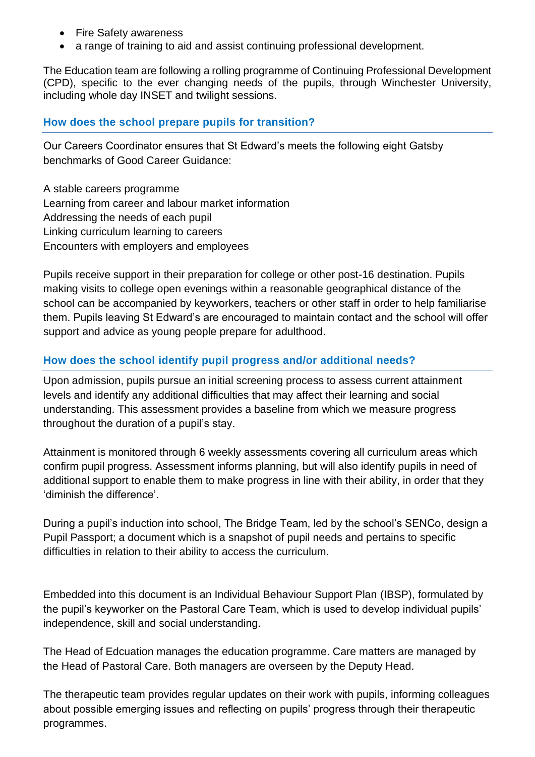- Fire Safety awareness
- a range of training to aid and assist continuing professional development.

The Education team are following a rolling programme of Continuing Professional Development (CPD), specific to the ever changing needs of the pupils, through Winchester University, including whole day INSET and twilight sessions.

## How does the school prepare pupils for transition?

Our Careers Coordinator ensures that St Edward's meets the following eight Gatsby benchmarks of Good Career Guidance:

A stable careers programme
Learning from career and labour market information
Addressing the needs of each pupil
Linking curriculum learning to careers
Encounters with employers and employees

Pupils receive support in their preparation for college or other post-16 destination. Pupils making visits to college open evenings within a reasonable geographical distance of the school can be accompanied by keyworkers, teachers or other staff in order to help familiarise them. Pupils leaving St Edward's are encouraged to maintain contact and the school will offer support and advice as young people prepare for adulthood.

## How does the school identify pupil progress and/or additional needs?

Upon admission, pupils pursue an initial screening process to assess current attainment levels and identify any additional difficulties that may affect their learning and social understanding. This assessment provides a baseline from which we measure progress throughout the duration of a pupil's stay.

Attainment is monitored through 6 weekly assessments covering all curriculum areas which confirm pupil progress. Assessment informs planning, but will also identify pupils in need of additional support to enable them to make progress in line with their ability, in order that they 'diminish the difference'.

During a pupil's induction into school, The Bridge Team, led by the school's SENCo, design a Pupil Passport; a document which is a snapshot of pupil needs and pertains to specific difficulties in relation to their ability to access the curriculum.

Embedded into this document is an Individual Behaviour Support Plan (IBSP), formulated by the pupil's keyworker on the Pastoral Care Team, which is used to develop individual pupils' independence, skill and social understanding.

The Head of Edcuation manages the education programme. Care matters are managed by the Head of Pastoral Care. Both managers are overseen by the Deputy Head.

The therapeutic team provides regular updates on their work with pupils, informing colleagues about possible emerging issues and reflecting on pupils' progress through their therapeutic programmes.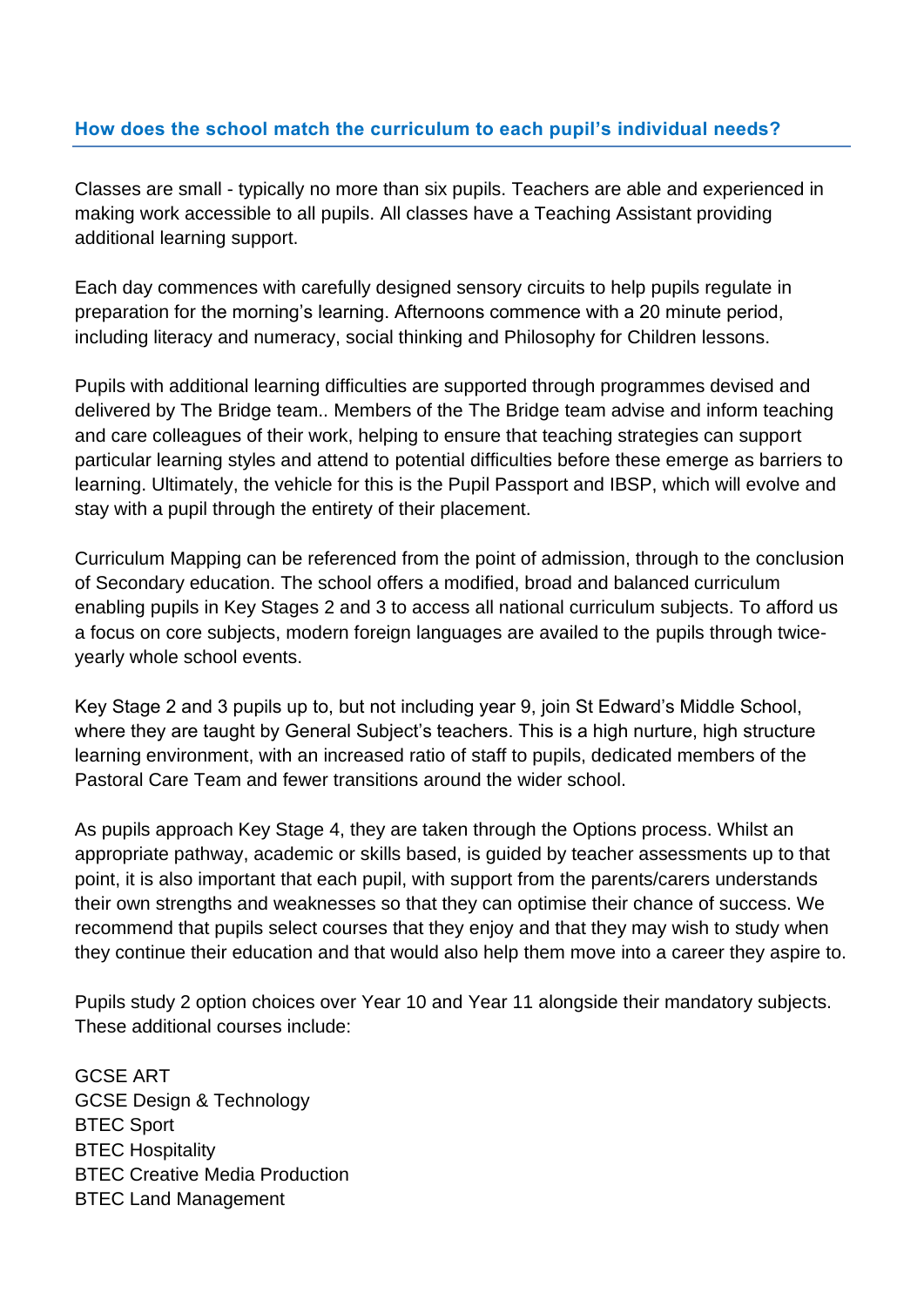## How does the school match the curriculum to each pupil's individual needs?

Classes are small - typically no more than six pupils. Teachers are able and experienced in making work accessible to all pupils. All classes have a Teaching Assistant providing additional learning support.

Each day commences with carefully designed sensory circuits to help pupils regulate in preparation for the morning's learning. Afternoons commence with a 20 minute period, including literacy and numeracy, social thinking and Philosophy for Children lessons.

Pupils with additional learning difficulties are supported through programmes devised and delivered by The Bridge team.. Members of the The Bridge team advise and inform teaching and care colleagues of their work, helping to ensure that teaching strategies can support particular learning styles and attend to potential difficulties before these emerge as barriers to learning. Ultimately, the vehicle for this is the Pupil Passport and IBSP, which will evolve and stay with a pupil through the entirety of their placement.

Curriculum Mapping can be referenced from the point of admission, through to the conclusion of Secondary education. The school offers a modified, broad and balanced curriculum enabling pupils in Key Stages 2 and 3 to access all national curriculum subjects. To afford us a focus on core subjects, modern foreign languages are availed to the pupils through twice-yearly whole school events.

Key Stage 2 and 3 pupils up to, but not including year 9, join St Edward's Middle School, where they are taught by General Subject's teachers. This is a high nurture, high structure learning environment, with an increased ratio of staff to pupils, dedicated members of the Pastoral Care Team and fewer transitions around the wider school.

As pupils approach Key Stage 4, they are taken through the Options process. Whilst an appropriate pathway, academic or skills based, is guided by teacher assessments up to that point, it is also important that each pupil, with support from the parents/carers understands their own strengths and weaknesses so that they can optimise their chance of success. We recommend that pupils select courses that they enjoy and that they may wish to study when they continue their education and that would also help them move into a career they aspire to.

Pupils study 2 option choices over Year 10 and Year 11 alongside their mandatory subjects. These additional courses include:

GCSE ART
GCSE Design & Technology
BTEC Sport
BTEC Hospitality
BTEC Creative Media Production
BTEC Land Management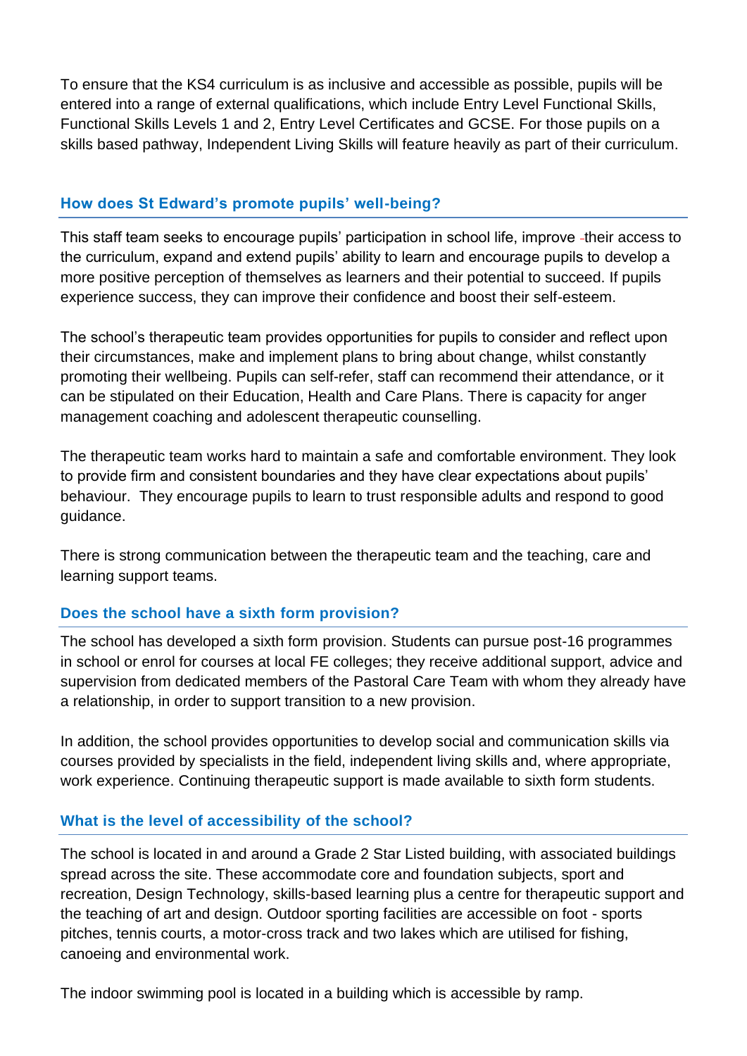To ensure that the KS4 curriculum is as inclusive and accessible as possible, pupils will be entered into a range of external qualifications, which include Entry Level Functional Skills, Functional Skills Levels 1 and 2, Entry Level Certificates and GCSE. For those pupils on a skills based pathway, Independent Living Skills will feature heavily as part of their curriculum.

### How does St Edward's promote pupils' well-being?

This staff team seeks to encourage pupils' participation in school life, improve their access to the curriculum, expand and extend pupils' ability to learn and encourage pupils to develop a more positive perception of themselves as learners and their potential to succeed. If pupils experience success, they can improve their confidence and boost their self-esteem.

The school's therapeutic team provides opportunities for pupils to consider and reflect upon their circumstances, make and implement plans to bring about change, whilst constantly promoting their wellbeing. Pupils can self-refer, staff can recommend their attendance, or it can be stipulated on their Education, Health and Care Plans. There is capacity for anger management coaching and adolescent therapeutic counselling.

The therapeutic team works hard to maintain a safe and comfortable environment. They look to provide firm and consistent boundaries and they have clear expectations about pupils' behaviour. They encourage pupils to learn to trust responsible adults and respond to good guidance.

There is strong communication between the therapeutic team and the teaching, care and learning support teams.

### Does the school have a sixth form provision?

The school has developed a sixth form provision. Students can pursue post-16 programmes in school or enrol for courses at local FE colleges; they receive additional support, advice and supervision from dedicated members of the Pastoral Care Team with whom they already have a relationship, in order to support transition to a new provision.

In addition, the school provides opportunities to develop social and communication skills via courses provided by specialists in the field, independent living skills and, where appropriate, work experience. Continuing therapeutic support is made available to sixth form students.

### What is the level of accessibility of the school?

The school is located in and around a Grade 2 Star Listed building, with associated buildings spread across the site. These accommodate core and foundation subjects, sport and recreation, Design Technology, skills-based learning plus a centre for therapeutic support and the teaching of art and design. Outdoor sporting facilities are accessible on foot - sports pitches, tennis courts, a motor-cross track and two lakes which are utilised for fishing, canoeing and environmental work.

The indoor swimming pool is located in a building which is accessible by ramp.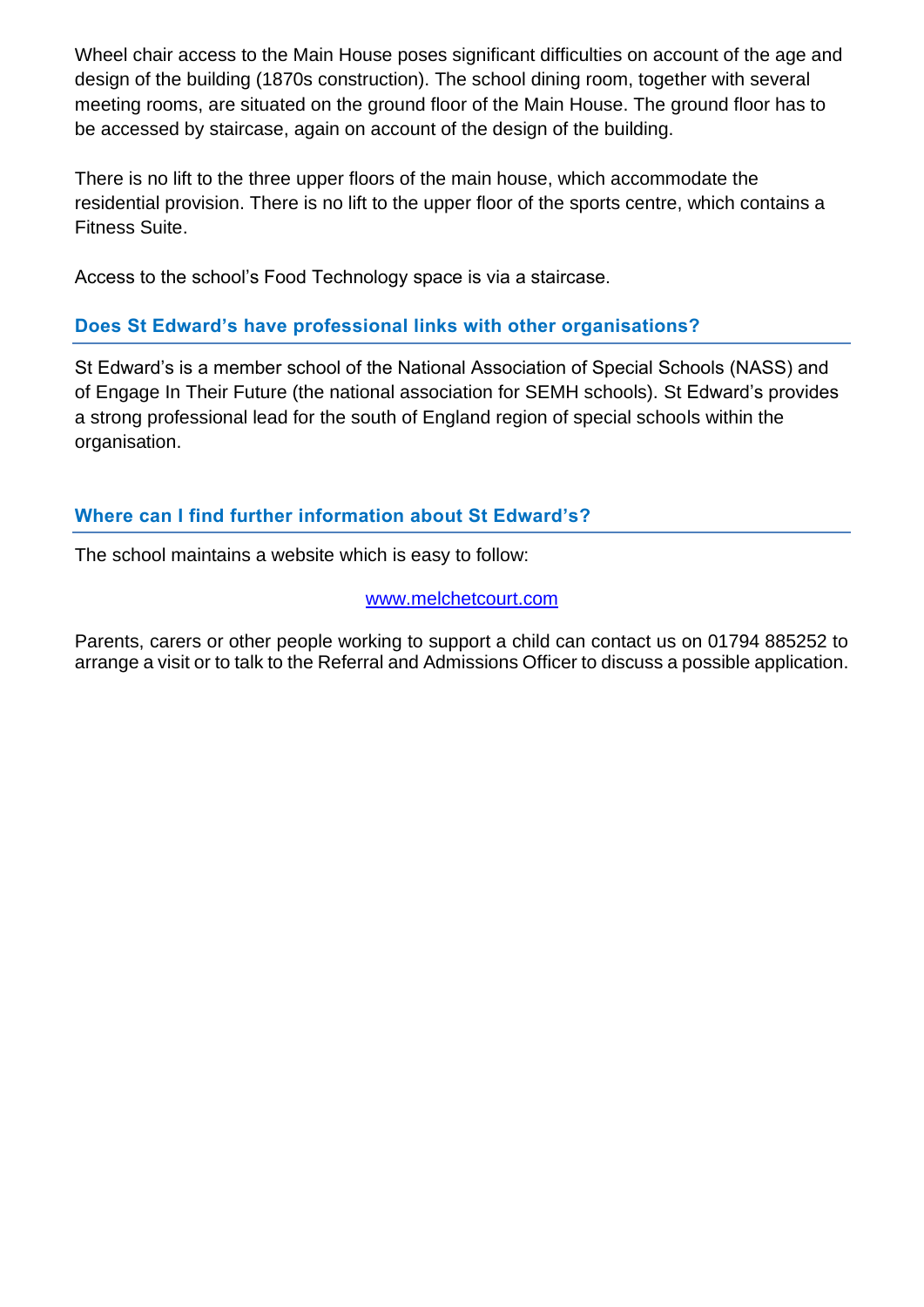Wheel chair access to the Main House poses significant difficulties on account of the age and design of the building (1870s construction). The school dining room, together with several meeting rooms, are situated on the ground floor of the Main House. The ground floor has to be accessed by staircase, again on account of the design of the building.

There is no lift to the three upper floors of the main house, which accommodate the residential provision. There is no lift to the upper floor of the sports centre, which contains a Fitness Suite.

Access to the school's Food Technology space is via a staircase.

## Does St Edward's have professional links with other organisations?

St Edward's is a member school of the National Association of Special Schools (NASS) and of Engage In Their Future (the national association for SEMH schools). St Edward's provides a strong professional lead for the south of England region of special schools within the organisation.

## Where can I find further information about St Edward's?

The school maintains a website which is easy to follow:

[www.melchetcourt.com](http://www.melchetcourt.com)

Parents, carers or other people working to support a child can contact us on 01794 885252 to arrange a visit or to talk to the Referral and Admissions Officer to discuss a possible application.